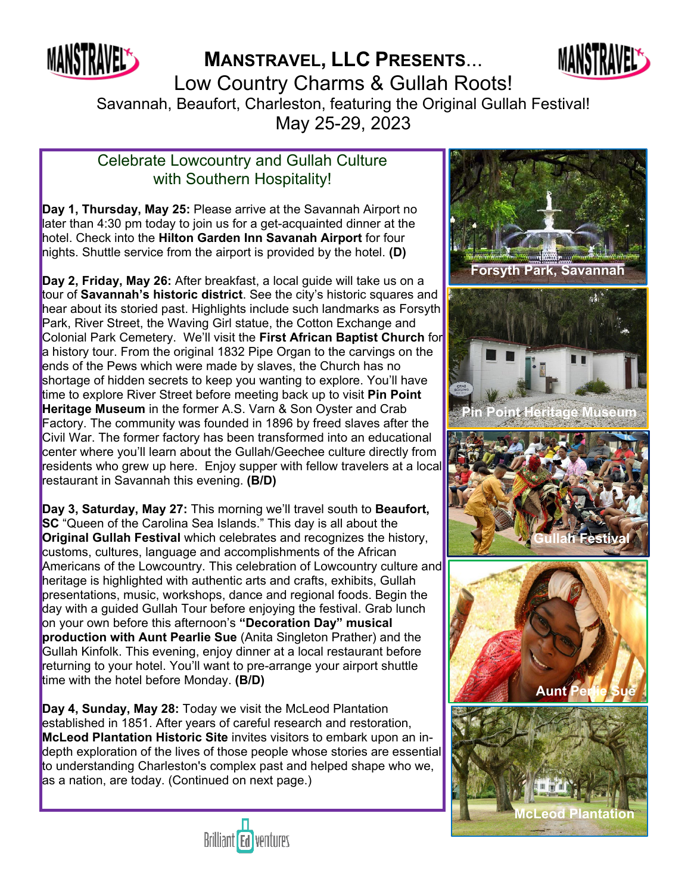# Manstravel, LLC Presents...

## Low Country Charms & Gullah Roots!

Savannah, Beaufort, Charleston, featuring the Original Gullah Festival!

May 25-29, 2023

### Celebrate Lowcountry and Gullah Culture with Southern Hospitality!

**Day 1, Thursday, May 25:** Please arrive at the Savannah Airport no later than 4:30 pm today to join us for a get-acquainted dinner at the hotel. Check into the **Hilton Garden Inn Savanah Airport** for four nights. Shuttle service from the airport is provided by the hotel. **(D)**

**Day 2, Friday, May 26:** After breakfast, a local guide will take us on a tour of **Savannah's historic district**. See the city's historic squares and hear about its storied past. Highlights include such landmarks as Forsyth Park, River Street, the Waving Girl statue, the Cotton Exchange and Colonial Park Cemetery. We'll visit the **First African Baptist Church** for a history tour. From the original 1832 Pipe Organ to the carvings on the ends of the Pews which were made by slaves, the Church has no shortage of hidden secrets to keep you wanting to explore. You'll have time to explore River Street before meeting back up to visit **Pin Point Heritage Museum** in the former A.S. Varn & Son Oyster and Crab Factory. The community was founded in 1896 by freed slaves after the Civil War. The former factory has been transformed into an educational center where you'll learn about the Gullah/Geechee culture directly from residents who grew up here. Enjoy supper with fellow travelers at a local restaurant in Savannah this evening. **(B/D)**

**Day 3, Saturday, May 27:** This morning we'll travel south to **Beaufort, SC** "Queen of the Carolina Sea Islands." This day is all about the **Original Gullah Festival** which celebrates and recognizes the history, customs, cultures, language and accomplishments of the African Americans of the Lowcountry. This celebration of Lowcountry culture and heritage is highlighted with authentic arts and crafts, exhibits, Gullah presentations, music, workshops, dance and regional foods. Begin the day with a guided Gullah Tour before enjoying the festival. Grab lunch on your own before this afternoon's **"Decoration Day" musical production with Aunt Pearlie Sue** (Anita Singleton Prather) and the Gullah Kinfolk. This evening, enjoy dinner at a local restaurant before returning to your hotel. You'll want to pre-arrange your airport shuttle time with the hotel before Monday. **(B/D)**

**Day 4, Sunday, May 28:** Today we visit the McLeod Plantation established in 1851. After years of careful research and restoration, **McLeod Plantation Historic Site** invites visitors to embark upon an in-depth exploration of the lives of those people whose stories are essential to understanding Charleston's complex past and helped shape who we, as a nation, are today. (Continued on next page.)

Forsyth Park, Savannah

Pin Point Heritage Museum

Gullah Festival

Aunt Perlie Sue

McLeod Plantation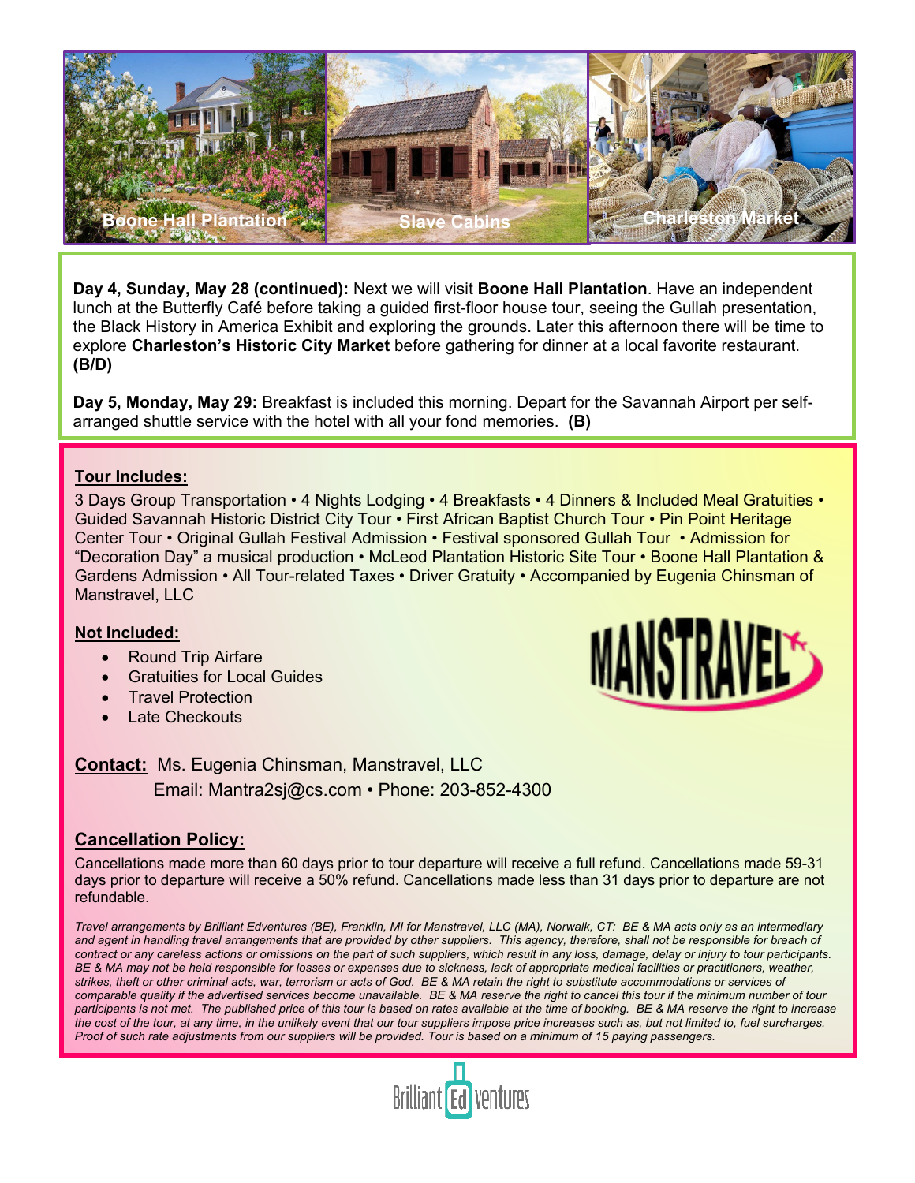Boone Hall Plantation

Slave Cabins

Charleston Market

**Day 4, Sunday, May 28 (continued):** Next we will visit **Boone Hall Plantation**. Have an independent lunch at the Butterfly Café before taking a guided first-floor house tour, seeing the Gullah presentation, the Black History in America Exhibit and exploring the grounds. Later this afternoon there will be time to explore **Charleston's Historic City Market** before gathering for dinner at a local favorite restaurant. **(B/D)**

**Day 5, Monday, May 29:** Breakfast is included this morning. Depart for the Savannah Airport per self-arranged shuttle service with the hotel with all your fond memories. **(B)**

## Tour Includes:

3 Days Group Transportation • 4 Nights Lodging • 4 Breakfasts • 4 Dinners & Included Meal Gratuities • Guided Savannah Historic District City Tour • First African Baptist Church Tour • Pin Point Heritage Center Tour • Original Gullah Festival Admission • Festival sponsored Gullah Tour • Admission for "Decoration Day" a musical production • McLeod Plantation Historic Site Tour • Boone Hall Plantation & Gardens Admission • All Tour-related Taxes • Driver Gratuity • Accompanied by Eugenia Chinsman of Manstravel, LLC

## Not Included:

- Round Trip Airfare
- Gratuities for Local Guides
- Travel Protection
- Late Checkouts

MANSTRAVEL

**Contact:** Ms. Eugenia Chinsman, Manstravel, LLC
Email: Mantra2sj@cs.com • Phone: 203-852-4300

## Cancellation Policy:

Cancellations made more than 60 days prior to tour departure will receive a full refund. Cancellations made 59-31 days prior to departure will receive a 50% refund. Cancellations made less than 31 days prior to departure are not refundable.

*Travel arrangements by Brilliant Edventures (BE), Franklin, MI for Manstravel, LLC (MA), Norwalk, CT: BE & MA acts only as an intermediary and agent in handling travel arrangements that are provided by other suppliers. This agency, therefore, shall not be responsible for breach of contract or any careless actions or omissions on the part of such suppliers, which result in any loss, damage, delay or injury to tour participants. BE & MA may not be held responsible for losses or expenses due to sickness, lack of appropriate medical facilities or practitioners, weather, strikes, theft or other criminal acts, war, terrorism or acts of God. BE & MA retain the right to substitute accommodations or services of comparable quality if the advertised services become unavailable. BE & MA reserve the right to cancel this tour if the minimum number of tour participants is not met. The published price of this tour is based on rates available at the time of booking. BE & MA reserve the right to increase the cost of the tour, at any time, in the unlikely event that our tour suppliers impose price increases such as, but not limited to, fuel surcharges. Proof of such rate adjustments from our suppliers will be provided. Tour is based on a minimum of 15 paying passengers.*

Brilliant Edventures